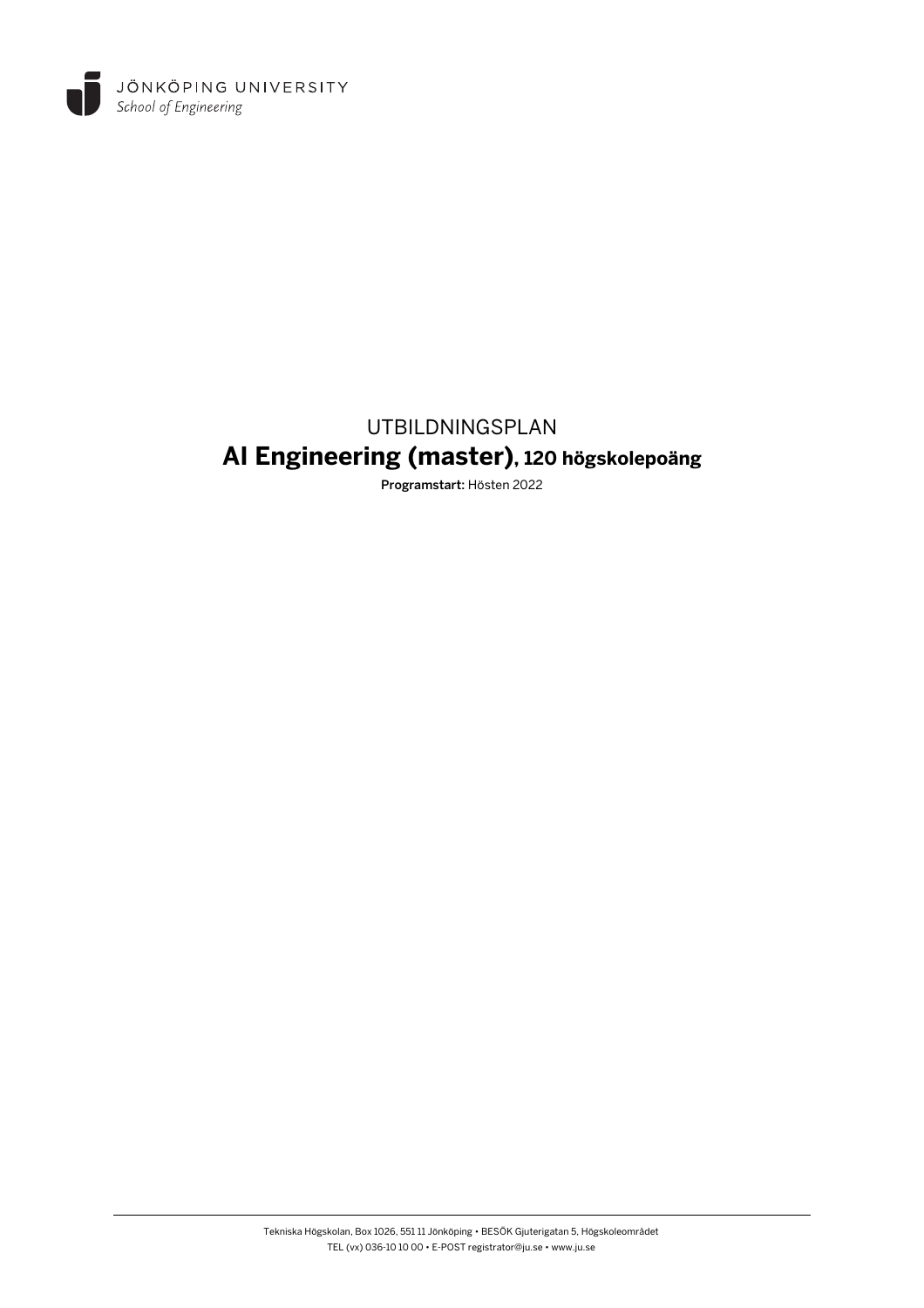JÖNKÖPING UNIVERSITY
*School of Engineering*

# UTBILDNINGSPLAN

# **AI Engineering (master)**, 120 högskolepoäng

**Programstart:** Hösten 2022

Tekniska Högskolan, Box 1026, 551 11 Jönköping • BESÖK Gjuterigatan 5, Högskoleområdet
TEL (vx) 036-10 10 00 • E-POST registrator@ju.se • www.ju.se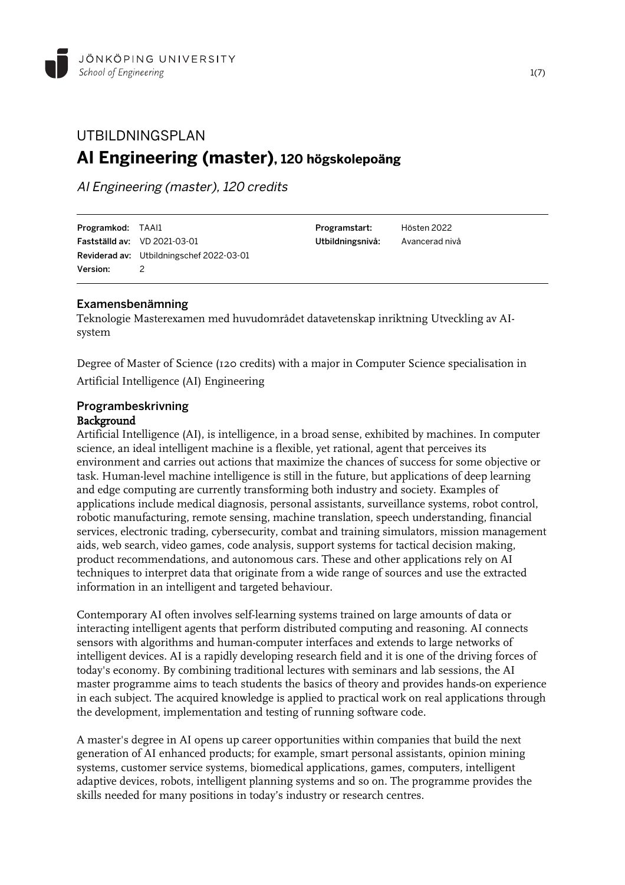# UTBILDNINGSPLAN

## AI Engineering (master), 120 högskolepoäng

*AI Engineering (master), 120 credits*

| | | | |
|---|---|---|---|
| **Programkod:** | TAAI1 | **Programstart:** | Hösten 2022 |
| **Fastställd av:** | VD 2021-03-01 | **Utbildningsnivå:** | Avancerad nivå |
| **Reviderad av:** | Utbildningschef 2022-03-01 | | |
| **Version:** | 2 | | |

### Examensbenämning

Teknologie Masterexamen med huvudområdet datavetenskap inriktning Utveckling av AI-system

Degree of Master of Science (120 credits) with a major in Computer Science specialisation in Artificial Intelligence (AI) Engineering

### Programbeskrivning

**Background**

Artificial Intelligence (AI), is intelligence, in a broad sense, exhibited by machines. In computer science, an ideal intelligent machine is a flexible, yet rational, agent that perceives its environment and carries out actions that maximize the chances of success for some objective or task. Human-level machine intelligence is still in the future, but applications of deep learning and edge computing are currently transforming both industry and society. Examples of applications include medical diagnosis, personal assistants, surveillance systems, robot control, robotic manufacturing, remote sensing, machine translation, speech understanding, financial services, electronic trading, cybersecurity, combat and training simulators, mission management aids, web search, video games, code analysis, support systems for tactical decision making, product recommendations, and autonomous cars. These and other applications rely on AI techniques to interpret data that originate from a wide range of sources and use the extracted information in an intelligent and targeted behaviour.

Contemporary AI often involves self-learning systems trained on large amounts of data or interacting intelligent agents that perform distributed computing and reasoning. AI connects sensors with algorithms and human-computer interfaces and extends to large networks of intelligent devices. AI is a rapidly developing research field and it is one of the driving forces of today's economy. By combining traditional lectures with seminars and lab sessions, the AI master programme aims to teach students the basics of theory and provides hands-on experience in each subject. The acquired knowledge is applied to practical work on real applications through the development, implementation and testing of running software code.

A master's degree in AI opens up career opportunities within companies that build the next generation of AI enhanced products; for example, smart personal assistants, opinion mining systems, customer service systems, biomedical applications, games, computers, intelligent adaptive devices, robots, intelligent planning systems and so on. The programme provides the skills needed for many positions in today's industry or research centres.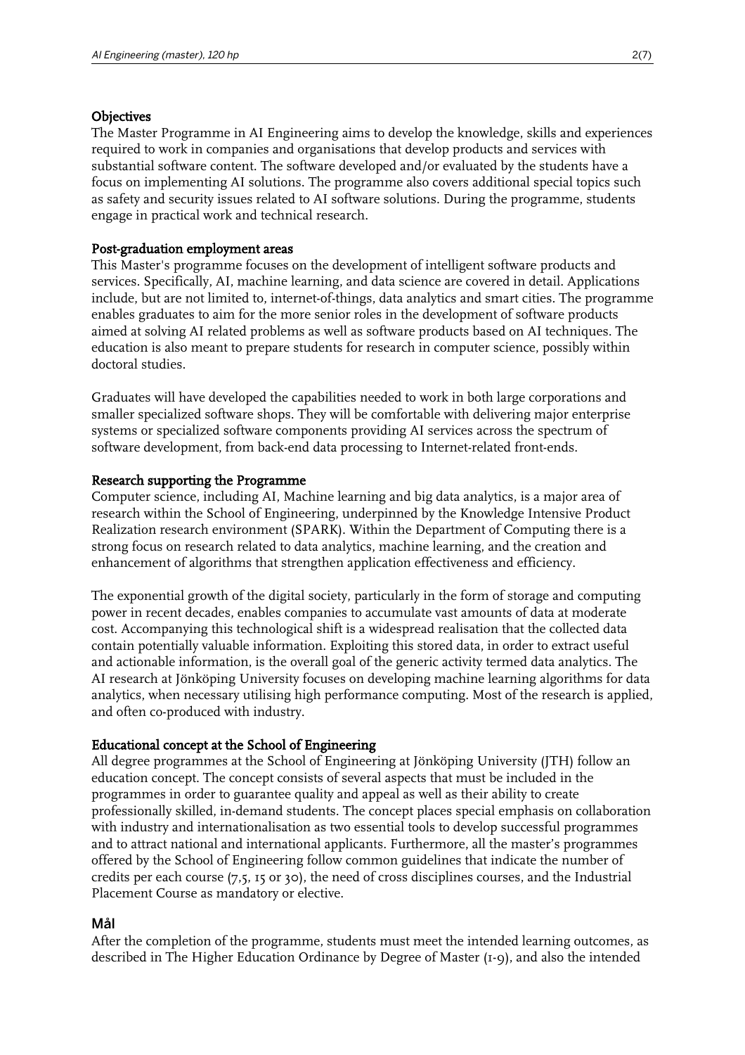## Objectives

The Master Programme in AI Engineering aims to develop the knowledge, skills and experiences required to work in companies and organisations that develop products and services with substantial software content. The software developed and/or evaluated by the students have a focus on implementing AI solutions. The programme also covers additional special topics such as safety and security issues related to AI software solutions. During the programme, students engage in practical work and technical research.

## Post-graduation employment areas

This Master's programme focuses on the development of intelligent software products and services. Specifically, AI, machine learning, and data science are covered in detail. Applications include, but are not limited to, internet-of-things, data analytics and smart cities. The programme enables graduates to aim for the more senior roles in the development of software products aimed at solving AI related problems as well as software products based on AI techniques. The education is also meant to prepare students for research in computer science, possibly within doctoral studies.

Graduates will have developed the capabilities needed to work in both large corporations and smaller specialized software shops. They will be comfortable with delivering major enterprise systems or specialized software components providing AI services across the spectrum of software development, from back-end data processing to Internet-related front-ends.

## Research supporting the Programme

Computer science, including AI, Machine learning and big data analytics, is a major area of research within the School of Engineering, underpinned by the Knowledge Intensive Product Realization research environment (SPARK). Within the Department of Computing there is a strong focus on research related to data analytics, machine learning, and the creation and enhancement of algorithms that strengthen application effectiveness and efficiency.

The exponential growth of the digital society, particularly in the form of storage and computing power in recent decades, enables companies to accumulate vast amounts of data at moderate cost. Accompanying this technological shift is a widespread realisation that the collected data contain potentially valuable information. Exploiting this stored data, in order to extract useful and actionable information, is the overall goal of the generic activity termed data analytics. The AI research at Jönköping University focuses on developing machine learning algorithms for data analytics, when necessary utilising high performance computing. Most of the research is applied, and often co-produced with industry.

## Educational concept at the School of Engineering

All degree programmes at the School of Engineering at Jönköping University (JTH) follow an education concept. The concept consists of several aspects that must be included in the programmes in order to guarantee quality and appeal as well as their ability to create professionally skilled, in-demand students. The concept places special emphasis on collaboration with industry and internationalisation as two essential tools to develop successful programmes and to attract national and international applicants. Furthermore, all the master's programmes offered by the School of Engineering follow common guidelines that indicate the number of credits per each course (7,5, 15 or 30), the need of cross disciplines courses, and the Industrial Placement Course as mandatory or elective.

## Mål

After the completion of the programme, students must meet the intended learning outcomes, as described in The Higher Education Ordinance by Degree of Master (1-9), and also the intended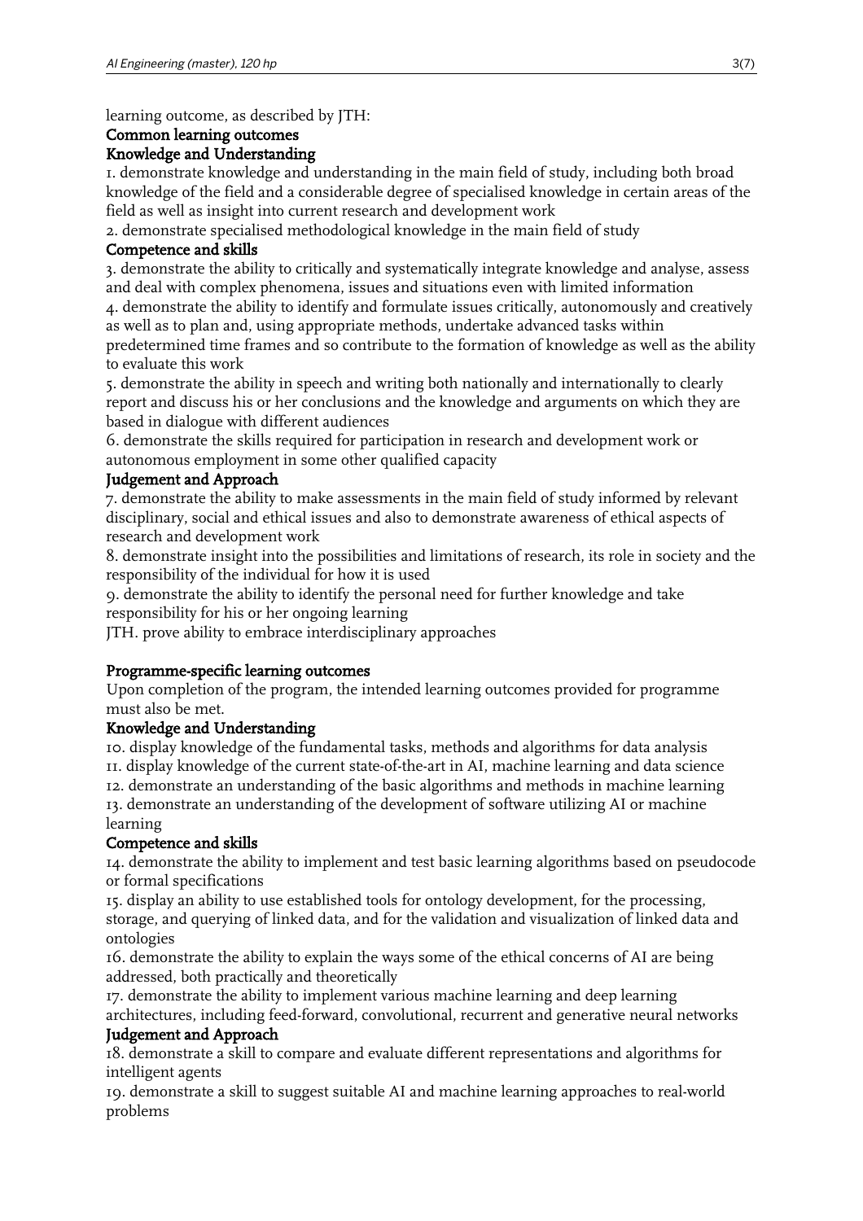learning outcome, as described by JTH:

### Common learning outcomes

#### Knowledge and Understanding

1. demonstrate knowledge and understanding in the main field of study, including both broad knowledge of the field and a considerable degree of specialised knowledge in certain areas of the field as well as insight into current research and development work
2. demonstrate specialised methodological knowledge in the main field of study

#### Competence and skills

3. demonstrate the ability to critically and systematically integrate knowledge and analyse, assess and deal with complex phenomena, issues and situations even with limited information
4. demonstrate the ability to identify and formulate issues critically, autonomously and creatively as well as to plan and, using appropriate methods, undertake advanced tasks within predetermined time frames and so contribute to the formation of knowledge as well as the ability to evaluate this work
5. demonstrate the ability in speech and writing both nationally and internationally to clearly report and discuss his or her conclusions and the knowledge and arguments on which they are based in dialogue with different audiences
6. demonstrate the skills required for participation in research and development work or autonomous employment in some other qualified capacity

#### Judgement and Approach

7. demonstrate the ability to make assessments in the main field of study informed by relevant disciplinary, social and ethical issues and also to demonstrate awareness of ethical aspects of research and development work
8. demonstrate insight into the possibilities and limitations of research, its role in society and the responsibility of the individual for how it is used
9. demonstrate the ability to identify the personal need for further knowledge and take responsibility for his or her ongoing learning

JTH. prove ability to embrace interdisciplinary approaches

### Programme-specific learning outcomes

Upon completion of the program, the intended learning outcomes provided for programme must also be met.

#### Knowledge and Understanding

10. display knowledge of the fundamental tasks, methods and algorithms for data analysis
11. display knowledge of the current state-of-the-art in AI, machine learning and data science
12. demonstrate an understanding of the basic algorithms and methods in machine learning
13. demonstrate an understanding of the development of software utilizing AI or machine learning

#### Competence and skills

14. demonstrate the ability to implement and test basic learning algorithms based on pseudocode or formal specifications
15. display an ability to use established tools for ontology development, for the processing, storage, and querying of linked data, and for the validation and visualization of linked data and ontologies
16. demonstrate the ability to explain the ways some of the ethical concerns of AI are being addressed, both practically and theoretically
17. demonstrate the ability to implement various machine learning and deep learning architectures, including feed-forward, convolutional, recurrent and generative neural networks

#### Judgement and Approach

18. demonstrate a skill to compare and evaluate different representations and algorithms for intelligent agents
19. demonstrate a skill to suggest suitable AI and machine learning approaches to real-world problems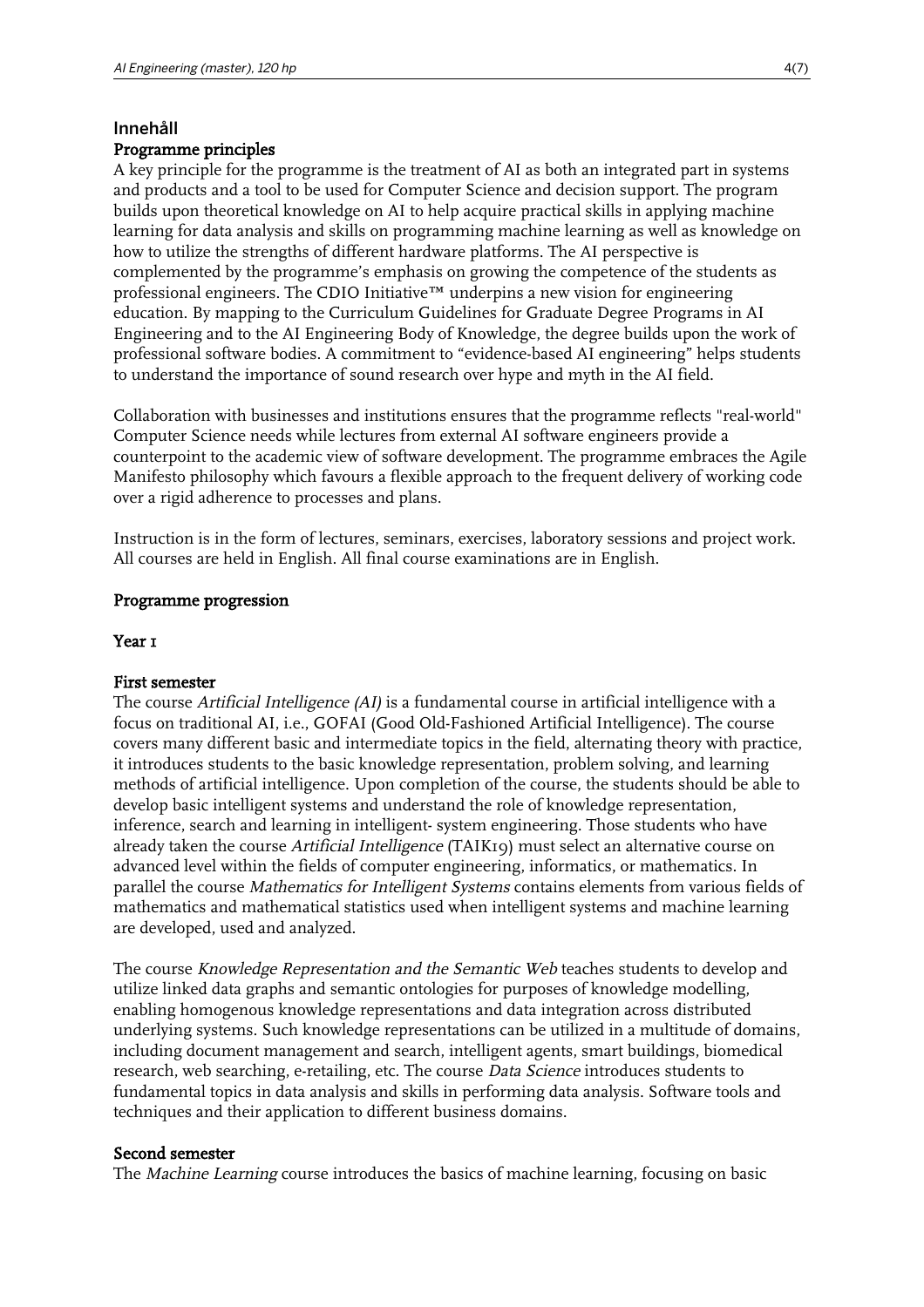## Innehåll

### Programme principles

A key principle for the programme is the treatment of AI as both an integrated part in systems and products and a tool to be used for Computer Science and decision support. The program builds upon theoretical knowledge on AI to help acquire practical skills in applying machine learning for data analysis and skills on programming machine learning as well as knowledge on how to utilize the strengths of different hardware platforms. The AI perspective is complemented by the programme's emphasis on growing the competence of the students as professional engineers. The CDIO Initiative™ underpins a new vision for engineering education. By mapping to the Curriculum Guidelines for Graduate Degree Programs in AI Engineering and to the AI Engineering Body of Knowledge, the degree builds upon the work of professional software bodies. A commitment to "evidence-based AI engineering" helps students to understand the importance of sound research over hype and myth in the AI field.

Collaboration with businesses and institutions ensures that the programme reflects "real-world" Computer Science needs while lectures from external AI software engineers provide a counterpoint to the academic view of software development. The programme embraces the Agile Manifesto philosophy which favours a flexible approach to the frequent delivery of working code over a rigid adherence to processes and plans.

Instruction is in the form of lectures, seminars, exercises, laboratory sessions and project work. All courses are held in English. All final course examinations are in English.

### Programme progression

#### Year 1

#### First semester

The course *Artificial Intelligence (AI)* is a fundamental course in artificial intelligence with a focus on traditional AI, i.e., GOFAI (Good Old-Fashioned Artificial Intelligence). The course covers many different basic and intermediate topics in the field, alternating theory with practice, it introduces students to the basic knowledge representation, problem solving, and learning methods of artificial intelligence. Upon completion of the course, the students should be able to develop basic intelligent systems and understand the role of knowledge representation, inference, search and learning in intelligent- system engineering. Those students who have already taken the course *Artificial Intelligence* (TAIK19) must select an alternative course on advanced level within the fields of computer engineering, informatics, or mathematics. In parallel the course *Mathematics for Intelligent Systems* contains elements from various fields of mathematics and mathematical statistics used when intelligent systems and machine learning are developed, used and analyzed.

The course *Knowledge Representation and the Semantic Web* teaches students to develop and utilize linked data graphs and semantic ontologies for purposes of knowledge modelling, enabling homogenous knowledge representations and data integration across distributed underlying systems. Such knowledge representations can be utilized in a multitude of domains, including document management and search, intelligent agents, smart buildings, biomedical research, web searching, e-retailing, etc. The course *Data Science* introduces students to fundamental topics in data analysis and skills in performing data analysis. Software tools and techniques and their application to different business domains.

#### Second semester

The *Machine Learning* course introduces the basics of machine learning, focusing on basic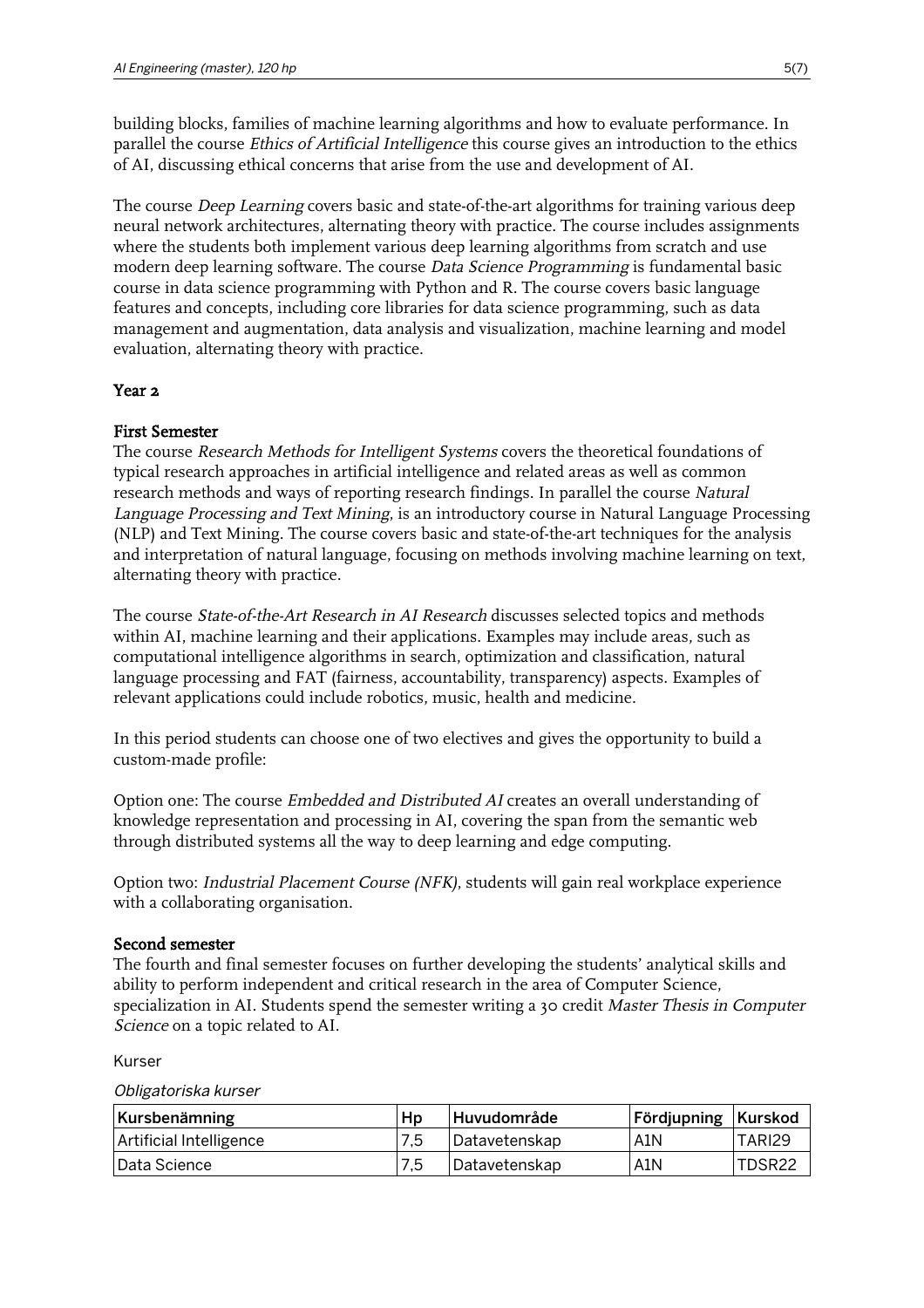building blocks, families of machine learning algorithms and how to evaluate performance. In parallel the course *Ethics of Artificial Intelligence* this course gives an introduction to the ethics of AI, discussing ethical concerns that arise from the use and development of AI.

The course *Deep Learning* covers basic and state-of-the-art algorithms for training various deep neural network architectures, alternating theory with practice. The course includes assignments where the students both implement various deep learning algorithms from scratch and use modern deep learning software. The course *Data Science Programming* is fundamental basic course in data science programming with Python and R. The course covers basic language features and concepts, including core libraries for data science programming, such as data management and augmentation, data analysis and visualization, machine learning and model evaluation, alternating theory with practice.

## Year 2

### First Semester

The course *Research Methods for Intelligent Systems* covers the theoretical foundations of typical research approaches in artificial intelligence and related areas as well as common research methods and ways of reporting research findings. In parallel the course *Natural Language Processing and Text Mining*, is an introductory course in Natural Language Processing (NLP) and Text Mining. The course covers basic and state-of-the-art techniques for the analysis and interpretation of natural language, focusing on methods involving machine learning on text, alternating theory with practice.

The course *State-of-the-Art Research in AI Research* discusses selected topics and methods within AI, machine learning and their applications. Examples may include areas, such as computational intelligence algorithms in search, optimization and classification, natural language processing and FAT (fairness, accountability, transparency) aspects. Examples of relevant applications could include robotics, music, health and medicine.

In this period students can choose one of two electives and gives the opportunity to build a custom-made profile:

Option one: The course *Embedded and Distributed AI* creates an overall understanding of knowledge representation and processing in AI, covering the span from the semantic web through distributed systems all the way to deep learning and edge computing.

Option two: *Industrial Placement Course (NFK)*, students will gain real workplace experience with a collaborating organisation.

### Second semester

The fourth and final semester focuses on further developing the students' analytical skills and ability to perform independent and critical research in the area of Computer Science, specialization in AI. Students spend the semester writing a 30 credit *Master Thesis in Computer Science* on a topic related to AI.

Kurser

*Obligatoriska kurser*

| Kursbenämning | Hp | Huvudområde | Fördjupning | Kurskod |
|---|---|---|---|---|
| Artificial Intelligence | 7,5 | Datavetenskap | A1N | TARI29 |
| Data Science | 7,5 | Datavetenskap | A1N | TDSR22 |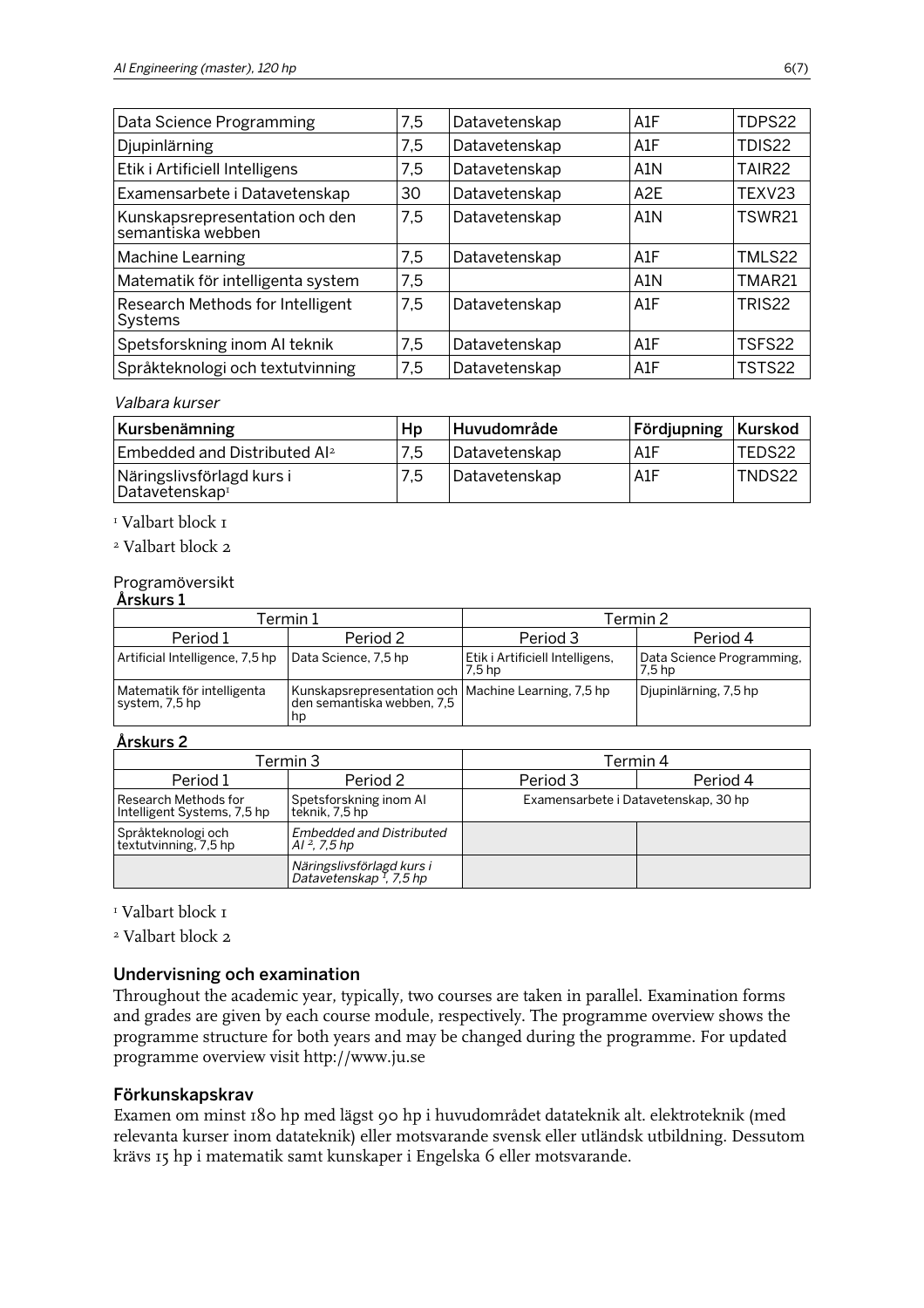| | | | | |
|---|---|---|---|---|
| Data Science Programming | 7,5 | Datavetenskap | A1F | TDPS22 |
| Djupinlärning | 7,5 | Datavetenskap | A1F | TDIS22 |
| Etik i Artificiell Intelligens | 7,5 | Datavetenskap | A1N | TAIR22 |
| Examensarbete i Datavetenskap | 30 | Datavetenskap | A2E | TEXV23 |
| Kunskapsrepresentation och den semantiska webben | 7,5 | Datavetenskap | A1N | TSWR21 |
| Machine Learning | 7,5 | Datavetenskap | A1F | TMLS22 |
| Matematik för intelligenta system | 7,5 | | A1N | TMAR21 |
| Research Methods for Intelligent Systems | 7,5 | Datavetenskap | A1F | TRIS22 |
| Spetsforskning inom AI teknik | 7,5 | Datavetenskap | A1F | TSFS22 |
| Språkteknologi och textutvinning | 7,5 | Datavetenskap | A1F | TSTS22 |

*Valbara kurser*

| Kursbenämning | Hp | Huvudområde | Fördjupning | Kurskod |
|---|---|---|---|---|
| Embedded and Distributed AI[2] | 7,5 | Datavetenskap | A1F | TEDS22 |
| Näringslivsförlagd kurs i Datavetenskap[1] | 7,5 | Datavetenskap | A1F | TNDS22 |

[1] Valbart block 1

[2] Valbart block 2

Programöversikt

**Årskurs 1**

| Termin 1 | | Termin 2 | |
|---|---|---|---|
| Period 1 | Period 2 | Period 3 | Period 4 |
| Artificial Intelligence, 7,5 hp | Data Science, 7,5 hp | Etik i Artificiell Intelligens, 7,5 hp | Data Science Programming, 7,5 hp |
| Matematik för intelligenta system, 7,5 hp | Kunskapsrepresentation och den semantiska webben, 7,5 hp | Machine Learning, 7,5 hp | Djupinlärning, 7,5 hp |

**Årskurs 2**

| Termin 3 | | Termin 4 | |
|---|---|---|---|
| Period 1 | Period 2 | Period 3 | Period 4 |
| Research Methods for Intelligent Systems, 7,5 hp | Spetsforskning inom AI teknik, 7,5 hp | Examensarbete i Datavetenskap, 30 hp | |
| Språkteknologi och textutvinning, 7,5 hp | *Embedded and Distributed AI [2], 7,5 hp* | | |
| | *Näringslivsförlagd kurs i Datavetenskap [1], 7,5 hp* | | |

[1] Valbart block 1

[2] Valbart block 2

## Undervisning och examination

Throughout the academic year, typically, two courses are taken in parallel. Examination forms and grades are given by each course module, respectively. The programme overview shows the programme structure for both years and may be changed during the programme. For updated programme overview visit http://www.ju.se

## Förkunskapskrav

Examen om minst 180 hp med lägst 90 hp i huvudområdet datateknik alt. elektroteknik (med relevanta kurser inom datateknik) eller motsvarande svensk eller utländsk utbildning. Dessutom krävs 15 hp i matematik samt kunskaper i Engelska 6 eller motsvarande.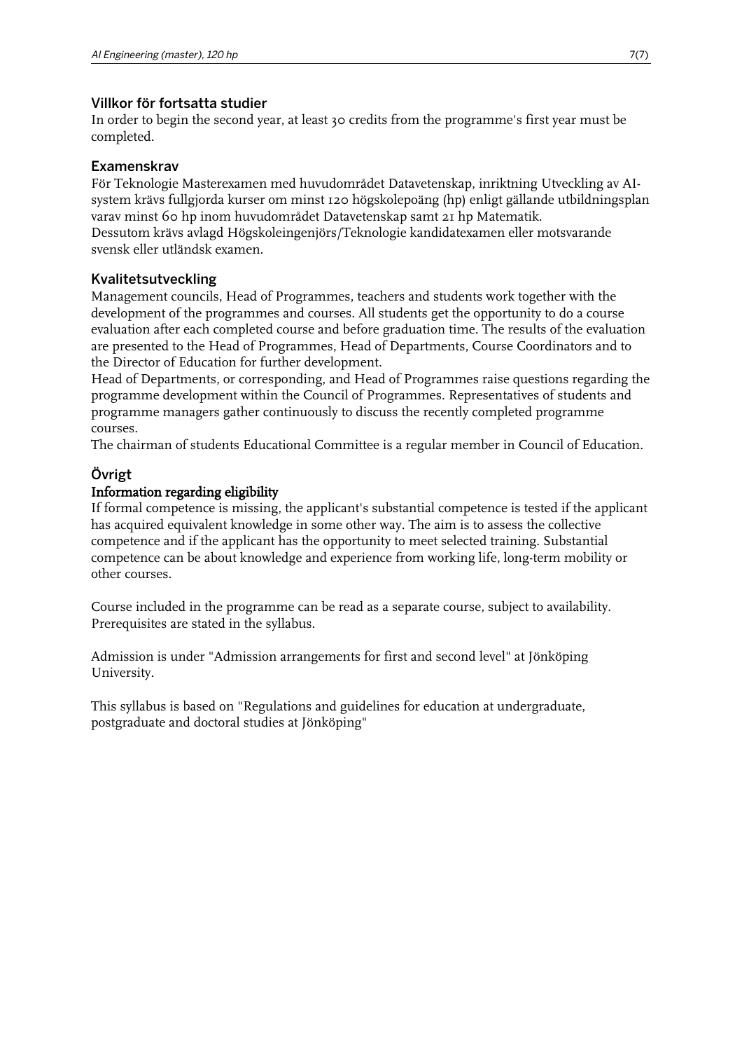## Villkor för fortsatta studier

In order to begin the second year, at least 30 credits from the programme's first year must be completed.

## Examenskrav

För Teknologie Masterexamen med huvudområdet Datavetenskap, inriktning Utveckling av AI-system krävs fullgjorda kurser om minst 120 högskolepoäng (hp) enligt gällande utbildningsplan varav minst 60 hp inom huvudområdet Datavetenskap samt 21 hp Matematik.
Dessutom krävs avlagd Högskoleingenjörs/Teknologie kandidatexamen eller motsvarande svensk eller utländsk examen.

## Kvalitetsutveckling

Management councils, Head of Programmes, teachers and students work together with the development of the programmes and courses. All students get the opportunity to do a course evaluation after each completed course and before graduation time. The results of the evaluation are presented to the Head of Programmes, Head of Departments, Course Coordinators and to the Director of Education for further development.
Head of Departments, or corresponding, and Head of Programmes raise questions regarding the programme development within the Council of Programmes. Representatives of students and programme managers gather continuously to discuss the recently completed programme courses.
The chairman of students Educational Committee is a regular member in Council of Education.

## Övrigt

### Information regarding eligibility

If formal competence is missing, the applicant's substantial competence is tested if the applicant has acquired equivalent knowledge in some other way. The aim is to assess the collective competence and if the applicant has the opportunity to meet selected training. Substantial competence can be about knowledge and experience from working life, long-term mobility or other courses.

Course included in the programme can be read as a separate course, subject to availability. Prerequisites are stated in the syllabus.

Admission is under "Admission arrangements for first and second level" at Jönköping University.

This syllabus is based on "Regulations and guidelines for education at undergraduate, postgraduate and doctoral studies at Jönköping"